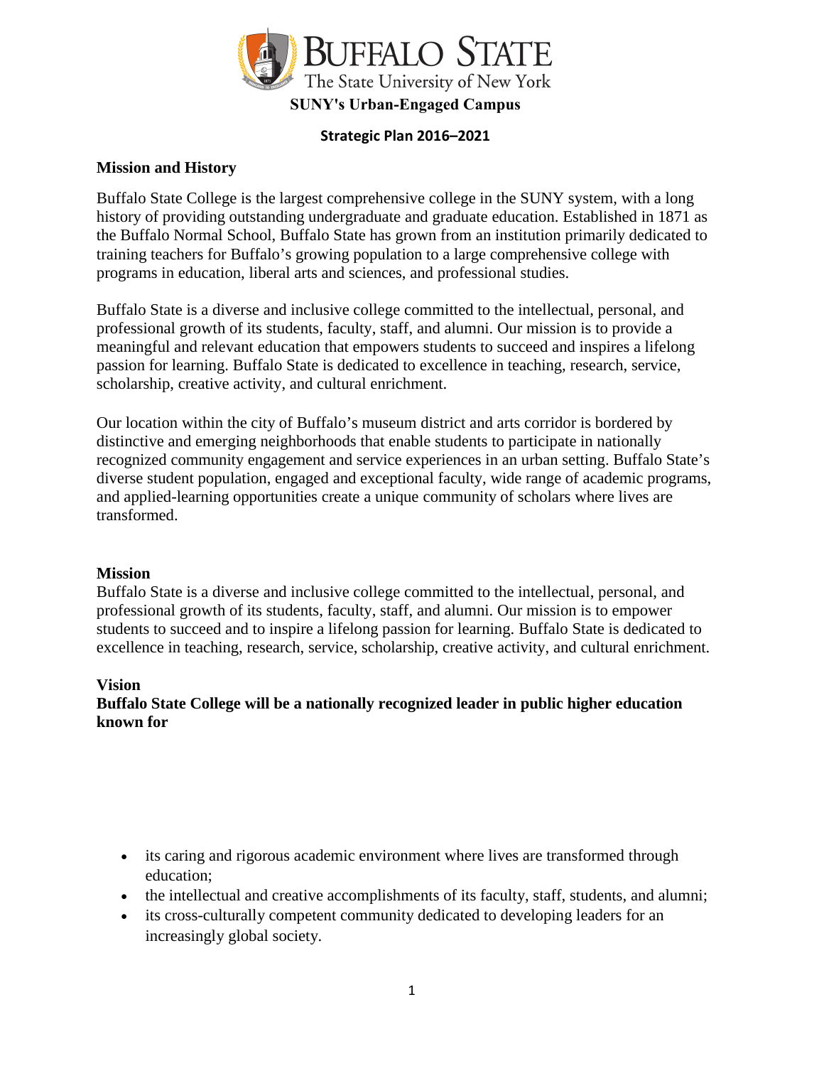# Buffalo State

The State University of New York

**SUNY's Urban-Engaged Campus**

## Strategic Plan 2016–2021

### Mission and History

Buffalo State College is the largest comprehensive college in the SUNY system, with a long history of providing outstanding undergraduate and graduate education. Established in 1871 as the Buffalo Normal School, Buffalo State has grown from an institution primarily dedicated to training teachers for Buffalo's growing population to a large comprehensive college with programs in education, liberal arts and sciences, and professional studies.

Buffalo State is a diverse and inclusive college committed to the intellectual, personal, and professional growth of its students, faculty, staff, and alumni. Our mission is to provide a meaningful and relevant education that empowers students to succeed and inspires a lifelong passion for learning. Buffalo State is dedicated to excellence in teaching, research, service, scholarship, creative activity, and cultural enrichment.

Our location within the city of Buffalo's museum district and arts corridor is bordered by distinctive and emerging neighborhoods that enable students to participate in nationally recognized community engagement and service experiences in an urban setting. Buffalo State's diverse student population, engaged and exceptional faculty, wide range of academic programs, and applied-learning opportunities create a unique community of scholars where lives are transformed.

### Mission

Buffalo State is a diverse and inclusive college committed to the intellectual, personal, and professional growth of its students, faculty, staff, and alumni. Our mission is to empower students to succeed and to inspire a lifelong passion for learning. Buffalo State is dedicated to excellence in teaching, research, service, scholarship, creative activity, and cultural enrichment.

### Vision

**Buffalo State College will be a nationally recognized leader in public higher education known for**

- its caring and rigorous academic environment where lives are transformed through education;
- the intellectual and creative accomplishments of its faculty, staff, students, and alumni;
- its cross-culturally competent community dedicated to developing leaders for an increasingly global society.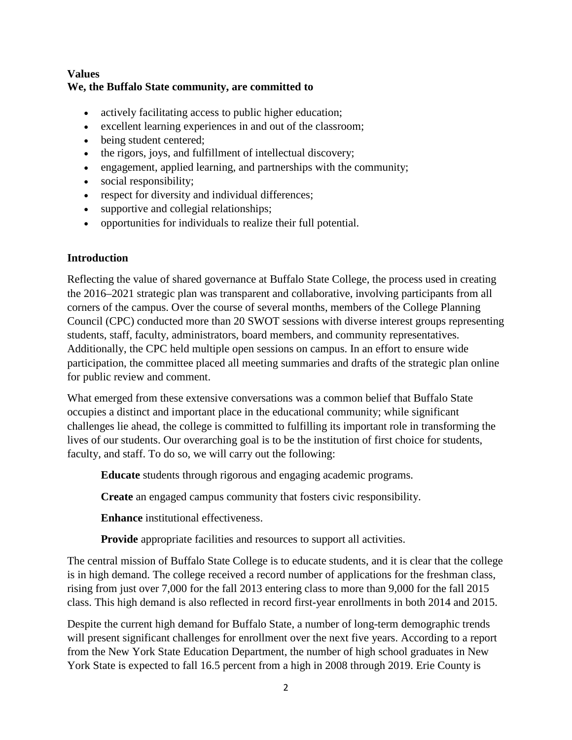**Values**
**We, the Buffalo State community, are committed to**

- actively facilitating access to public higher education;
- excellent learning experiences in and out of the classroom;
- being student centered;
- the rigors, joys, and fulfillment of intellectual discovery;
- engagement, applied learning, and partnerships with the community;
- social responsibility;
- respect for diversity and individual differences;
- supportive and collegial relationships;
- opportunities for individuals to realize their full potential.

## Introduction

Reflecting the value of shared governance at Buffalo State College, the process used in creating the 2016–2021 strategic plan was transparent and collaborative, involving participants from all corners of the campus. Over the course of several months, members of the College Planning Council (CPC) conducted more than 20 SWOT sessions with diverse interest groups representing students, staff, faculty, administrators, board members, and community representatives. Additionally, the CPC held multiple open sessions on campus. In an effort to ensure wide participation, the committee placed all meeting summaries and drafts of the strategic plan online for public review and comment.

What emerged from these extensive conversations was a common belief that Buffalo State occupies a distinct and important place in the educational community; while significant challenges lie ahead, the college is committed to fulfilling its important role in transforming the lives of our students. Our overarching goal is to be the institution of first choice for students, faculty, and staff. To do so, we will carry out the following:

**Educate** students through rigorous and engaging academic programs.

**Create** an engaged campus community that fosters civic responsibility.

**Enhance** institutional effectiveness.

**Provide** appropriate facilities and resources to support all activities.

The central mission of Buffalo State College is to educate students, and it is clear that the college is in high demand. The college received a record number of applications for the freshman class, rising from just over 7,000 for the fall 2013 entering class to more than 9,000 for the fall 2015 class. This high demand is also reflected in record first-year enrollments in both 2014 and 2015.

Despite the current high demand for Buffalo State, a number of long-term demographic trends will present significant challenges for enrollment over the next five years. According to a report from the New York State Education Department, the number of high school graduates in New York State is expected to fall 16.5 percent from a high in 2008 through 2019. Erie County is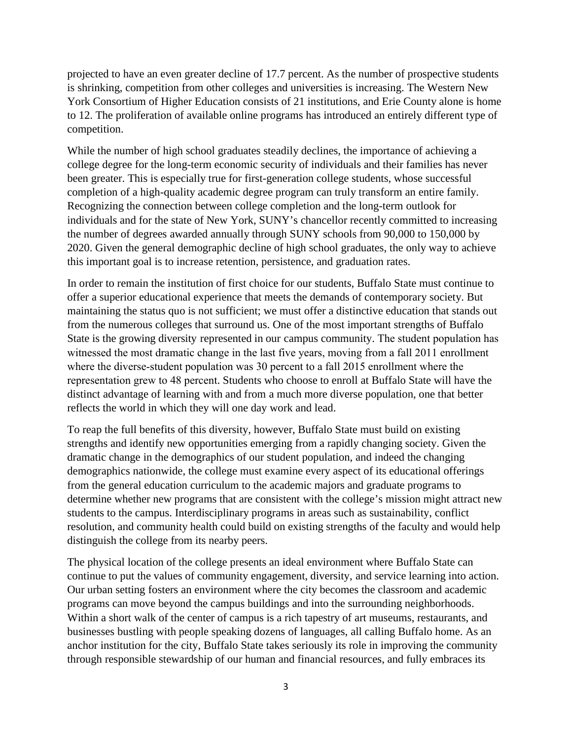projected to have an even greater decline of 17.7 percent. As the number of prospective students is shrinking, competition from other colleges and universities is increasing. The Western New York Consortium of Higher Education consists of 21 institutions, and Erie County alone is home to 12. The proliferation of available online programs has introduced an entirely different type of competition.

While the number of high school graduates steadily declines, the importance of achieving a college degree for the long-term economic security of individuals and their families has never been greater. This is especially true for first-generation college students, whose successful completion of a high-quality academic degree program can truly transform an entire family. Recognizing the connection between college completion and the long-term outlook for individuals and for the state of New York, SUNY's chancellor recently committed to increasing the number of degrees awarded annually through SUNY schools from 90,000 to 150,000 by 2020. Given the general demographic decline of high school graduates, the only way to achieve this important goal is to increase retention, persistence, and graduation rates.

In order to remain the institution of first choice for our students, Buffalo State must continue to offer a superior educational experience that meets the demands of contemporary society. But maintaining the status quo is not sufficient; we must offer a distinctive education that stands out from the numerous colleges that surround us. One of the most important strengths of Buffalo State is the growing diversity represented in our campus community. The student population has witnessed the most dramatic change in the last five years, moving from a fall 2011 enrollment where the diverse-student population was 30 percent to a fall 2015 enrollment where the representation grew to 48 percent. Students who choose to enroll at Buffalo State will have the distinct advantage of learning with and from a much more diverse population, one that better reflects the world in which they will one day work and lead.

To reap the full benefits of this diversity, however, Buffalo State must build on existing strengths and identify new opportunities emerging from a rapidly changing society. Given the dramatic change in the demographics of our student population, and indeed the changing demographics nationwide, the college must examine every aspect of its educational offerings from the general education curriculum to the academic majors and graduate programs to determine whether new programs that are consistent with the college's mission might attract new students to the campus. Interdisciplinary programs in areas such as sustainability, conflict resolution, and community health could build on existing strengths of the faculty and would help distinguish the college from its nearby peers.

The physical location of the college presents an ideal environment where Buffalo State can continue to put the values of community engagement, diversity, and service learning into action. Our urban setting fosters an environment where the city becomes the classroom and academic programs can move beyond the campus buildings and into the surrounding neighborhoods. Within a short walk of the center of campus is a rich tapestry of art museums, restaurants, and businesses bustling with people speaking dozens of languages, all calling Buffalo home. As an anchor institution for the city, Buffalo State takes seriously its role in improving the community through responsible stewardship of our human and financial resources, and fully embraces its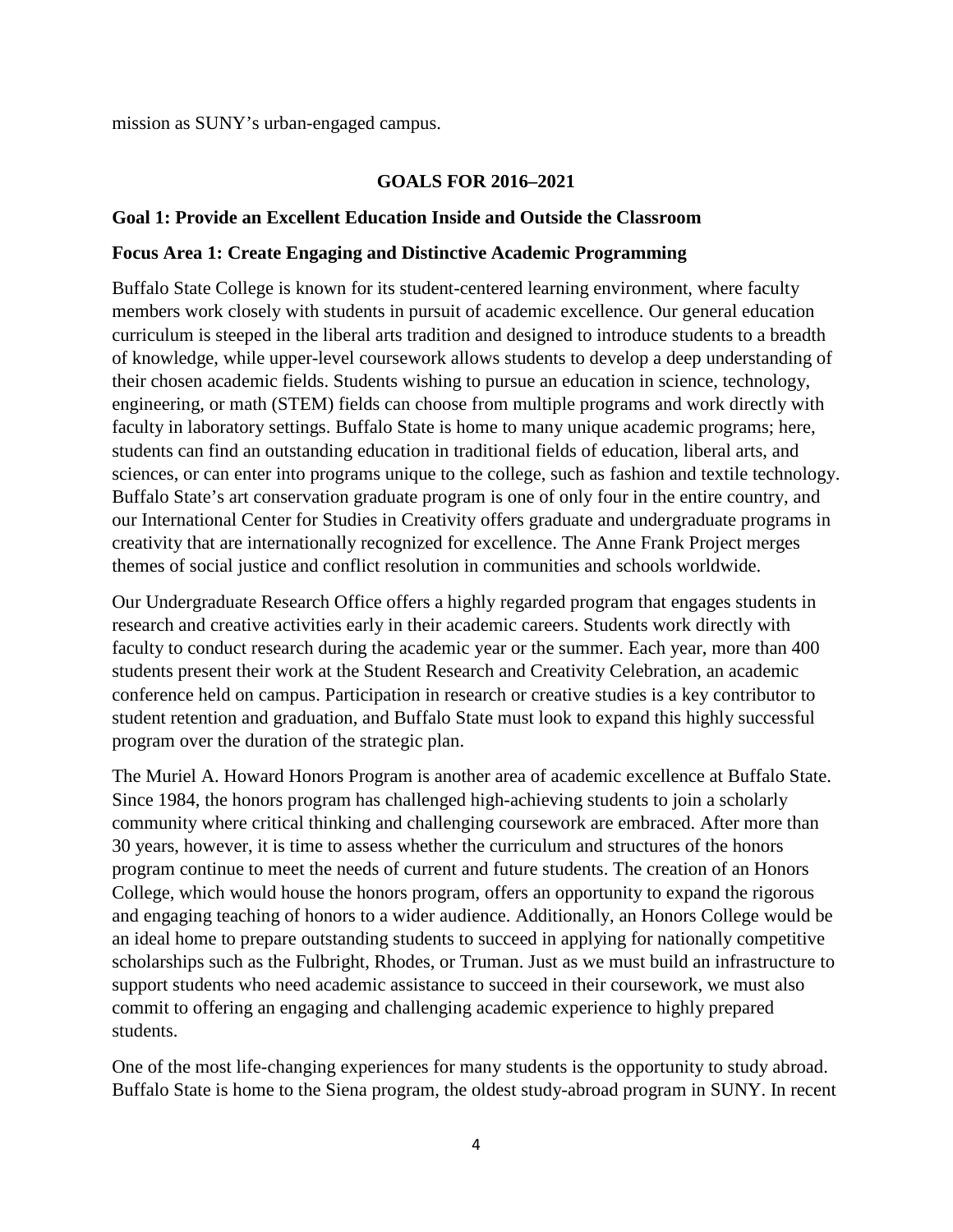mission as SUNY's urban-engaged campus.

## GOALS FOR 2016–2021

### Goal 1: Provide an Excellent Education Inside and Outside the Classroom

### Focus Area 1: Create Engaging and Distinctive Academic Programming

Buffalo State College is known for its student-centered learning environment, where faculty members work closely with students in pursuit of academic excellence. Our general education curriculum is steeped in the liberal arts tradition and designed to introduce students to a breadth of knowledge, while upper-level coursework allows students to develop a deep understanding of their chosen academic fields. Students wishing to pursue an education in science, technology, engineering, or math (STEM) fields can choose from multiple programs and work directly with faculty in laboratory settings. Buffalo State is home to many unique academic programs; here, students can find an outstanding education in traditional fields of education, liberal arts, and sciences, or can enter into programs unique to the college, such as fashion and textile technology. Buffalo State's art conservation graduate program is one of only four in the entire country, and our International Center for Studies in Creativity offers graduate and undergraduate programs in creativity that are internationally recognized for excellence. The Anne Frank Project merges themes of social justice and conflict resolution in communities and schools worldwide.

Our Undergraduate Research Office offers a highly regarded program that engages students in research and creative activities early in their academic careers. Students work directly with faculty to conduct research during the academic year or the summer. Each year, more than 400 students present their work at the Student Research and Creativity Celebration, an academic conference held on campus. Participation in research or creative studies is a key contributor to student retention and graduation, and Buffalo State must look to expand this highly successful program over the duration of the strategic plan.

The Muriel A. Howard Honors Program is another area of academic excellence at Buffalo State. Since 1984, the honors program has challenged high-achieving students to join a scholarly community where critical thinking and challenging coursework are embraced. After more than 30 years, however, it is time to assess whether the curriculum and structures of the honors program continue to meet the needs of current and future students. The creation of an Honors College, which would house the honors program, offers an opportunity to expand the rigorous and engaging teaching of honors to a wider audience. Additionally, an Honors College would be an ideal home to prepare outstanding students to succeed in applying for nationally competitive scholarships such as the Fulbright, Rhodes, or Truman. Just as we must build an infrastructure to support students who need academic assistance to succeed in their coursework, we must also commit to offering an engaging and challenging academic experience to highly prepared students.

One of the most life-changing experiences for many students is the opportunity to study abroad. Buffalo State is home to the Siena program, the oldest study-abroad program in SUNY. In recent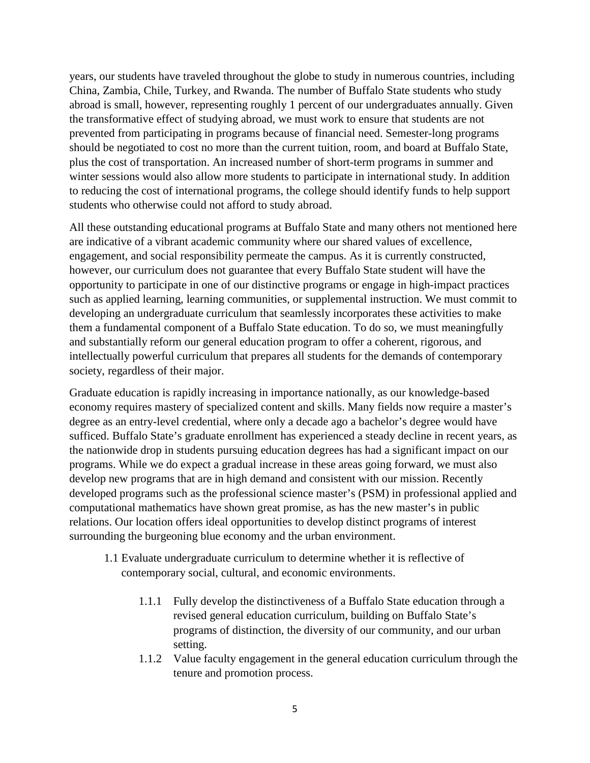years, our students have traveled throughout the globe to study in numerous countries, including China, Zambia, Chile, Turkey, and Rwanda. The number of Buffalo State students who study abroad is small, however, representing roughly 1 percent of our undergraduates annually. Given the transformative effect of studying abroad, we must work to ensure that students are not prevented from participating in programs because of financial need. Semester-long programs should be negotiated to cost no more than the current tuition, room, and board at Buffalo State, plus the cost of transportation. An increased number of short-term programs in summer and winter sessions would also allow more students to participate in international study. In addition to reducing the cost of international programs, the college should identify funds to help support students who otherwise could not afford to study abroad.

All these outstanding educational programs at Buffalo State and many others not mentioned here are indicative of a vibrant academic community where our shared values of excellence, engagement, and social responsibility permeate the campus. As it is currently constructed, however, our curriculum does not guarantee that every Buffalo State student will have the opportunity to participate in one of our distinctive programs or engage in high-impact practices such as applied learning, learning communities, or supplemental instruction. We must commit to developing an undergraduate curriculum that seamlessly incorporates these activities to make them a fundamental component of a Buffalo State education. To do so, we must meaningfully and substantially reform our general education program to offer a coherent, rigorous, and intellectually powerful curriculum that prepares all students for the demands of contemporary society, regardless of their major.

Graduate education is rapidly increasing in importance nationally, as our knowledge-based economy requires mastery of specialized content and skills. Many fields now require a master's degree as an entry-level credential, where only a decade ago a bachelor's degree would have sufficed. Buffalo State's graduate enrollment has experienced a steady decline in recent years, as the nationwide drop in students pursuing education degrees has had a significant impact on our programs. While we do expect a gradual increase in these areas going forward, we must also develop new programs that are in high demand and consistent with our mission. Recently developed programs such as the professional science master's (PSM) in professional applied and computational mathematics have shown great promise, as has the new master's in public relations. Our location offers ideal opportunities to develop distinct programs of interest surrounding the burgeoning blue economy and the urban environment.

- 1.1 Evaluate undergraduate curriculum to determine whether it is reflective of contemporary social, cultural, and economic environments.
  - 1.1.1 Fully develop the distinctiveness of a Buffalo State education through a revised general education curriculum, building on Buffalo State's programs of distinction, the diversity of our community, and our urban setting.
  - 1.1.2 Value faculty engagement in the general education curriculum through the tenure and promotion process.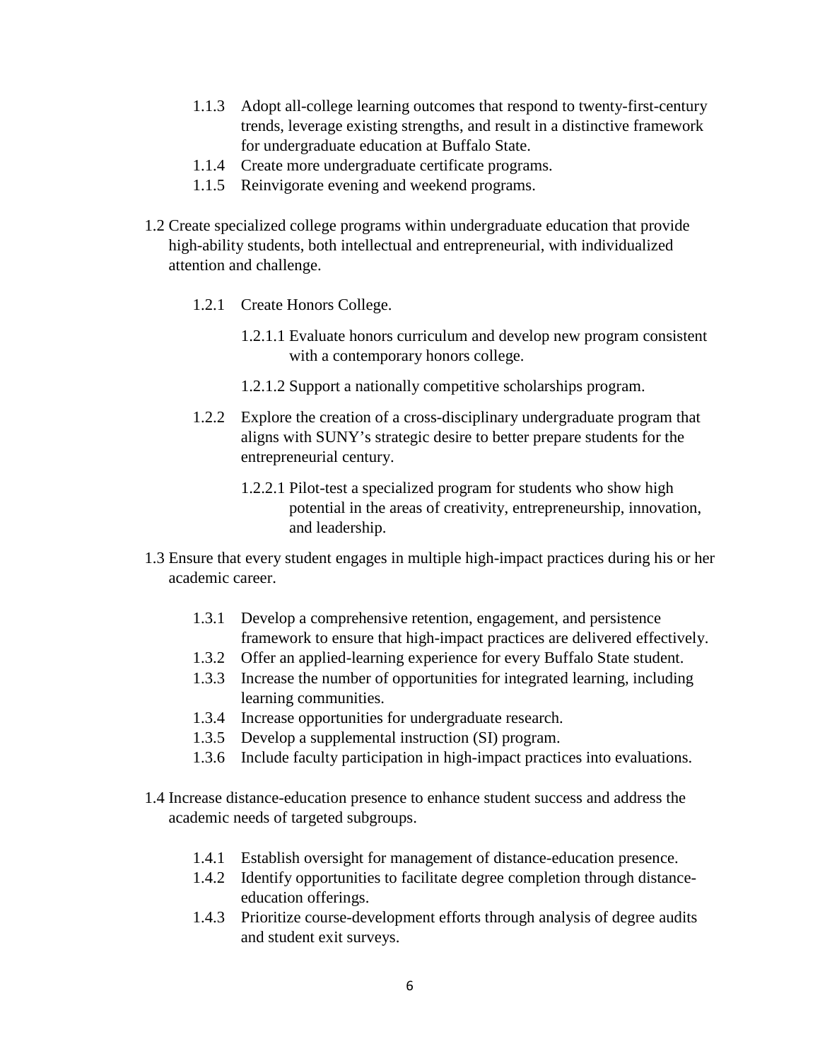- 1.1.3 Adopt all-college learning outcomes that respond to twenty-first-century trends, leverage existing strengths, and result in a distinctive framework for undergraduate education at Buffalo State.
- 1.1.4 Create more undergraduate certificate programs.
- 1.1.5 Reinvigorate evening and weekend programs.

1.2 Create specialized college programs within undergraduate education that provide high-ability students, both intellectual and entrepreneurial, with individualized attention and challenge.

- 1.2.1 Create Honors College.
  - 1.2.1.1 Evaluate honors curriculum and develop new program consistent with a contemporary honors college.
  - 1.2.1.2 Support a nationally competitive scholarships program.
- 1.2.2 Explore the creation of a cross-disciplinary undergraduate program that aligns with SUNY's strategic desire to better prepare students for the entrepreneurial century.
  - 1.2.2.1 Pilot-test a specialized program for students who show high potential in the areas of creativity, entrepreneurship, innovation, and leadership.

1.3 Ensure that every student engages in multiple high-impact practices during his or her academic career.

- 1.3.1 Develop a comprehensive retention, engagement, and persistence framework to ensure that high-impact practices are delivered effectively.
- 1.3.2 Offer an applied-learning experience for every Buffalo State student.
- 1.3.3 Increase the number of opportunities for integrated learning, including learning communities.
- 1.3.4 Increase opportunities for undergraduate research.
- 1.3.5 Develop a supplemental instruction (SI) program.
- 1.3.6 Include faculty participation in high-impact practices into evaluations.

1.4 Increase distance-education presence to enhance student success and address the academic needs of targeted subgroups.

- 1.4.1 Establish oversight for management of distance-education presence.
- 1.4.2 Identify opportunities to facilitate degree completion through distance-education offerings.
- 1.4.3 Prioritize course-development efforts through analysis of degree audits and student exit surveys.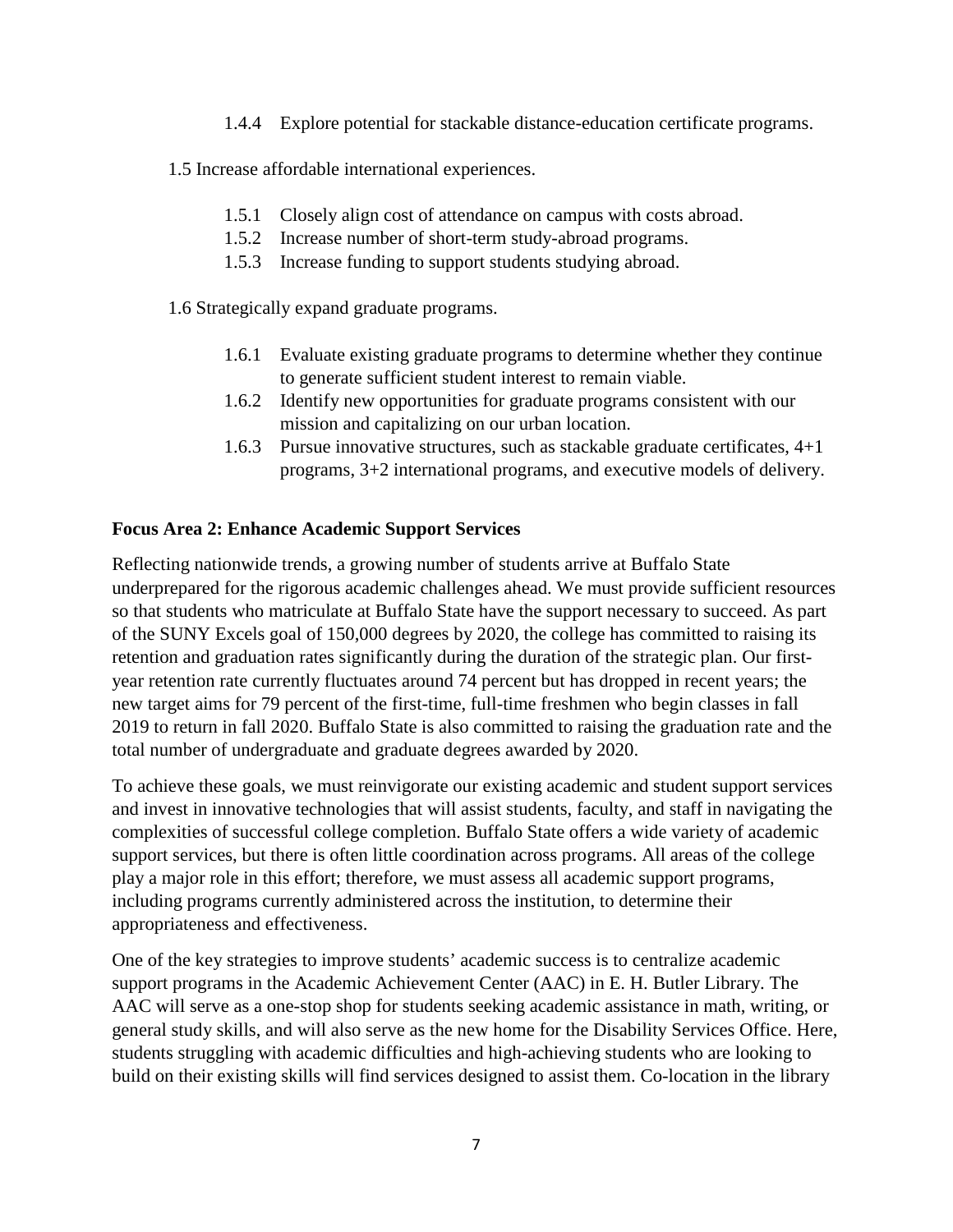- 1.4.4 Explore potential for stackable distance-education certificate programs.

1.5 Increase affordable international experiences.

- 1.5.1 Closely align cost of attendance on campus with costs abroad.
- 1.5.2 Increase number of short-term study-abroad programs.
- 1.5.3 Increase funding to support students studying abroad.

1.6 Strategically expand graduate programs.

- 1.6.1 Evaluate existing graduate programs to determine whether they continue to generate sufficient student interest to remain viable.
- 1.6.2 Identify new opportunities for graduate programs consistent with our mission and capitalizing on our urban location.
- 1.6.3 Pursue innovative structures, such as stackable graduate certificates, 4+1 programs, 3+2 international programs, and executive models of delivery.

**Focus Area 2: Enhance Academic Support Services**

Reflecting nationwide trends, a growing number of students arrive at Buffalo State underprepared for the rigorous academic challenges ahead. We must provide sufficient resources so that students who matriculate at Buffalo State have the support necessary to succeed. As part of the SUNY Excels goal of 150,000 degrees by 2020, the college has committed to raising its retention and graduation rates significantly during the duration of the strategic plan. Our first-year retention rate currently fluctuates around 74 percent but has dropped in recent years; the new target aims for 79 percent of the first-time, full-time freshmen who begin classes in fall 2019 to return in fall 2020. Buffalo State is also committed to raising the graduation rate and the total number of undergraduate and graduate degrees awarded by 2020.

To achieve these goals, we must reinvigorate our existing academic and student support services and invest in innovative technologies that will assist students, faculty, and staff in navigating the complexities of successful college completion. Buffalo State offers a wide variety of academic support services, but there is often little coordination across programs. All areas of the college play a major role in this effort; therefore, we must assess all academic support programs, including programs currently administered across the institution, to determine their appropriateness and effectiveness.

One of the key strategies to improve students' academic success is to centralize academic support programs in the Academic Achievement Center (AAC) in E. H. Butler Library. The AAC will serve as a one-stop shop for students seeking academic assistance in math, writing, or general study skills, and will also serve as the new home for the Disability Services Office. Here, students struggling with academic difficulties and high-achieving students who are looking to build on their existing skills will find services designed to assist them. Co-location in the library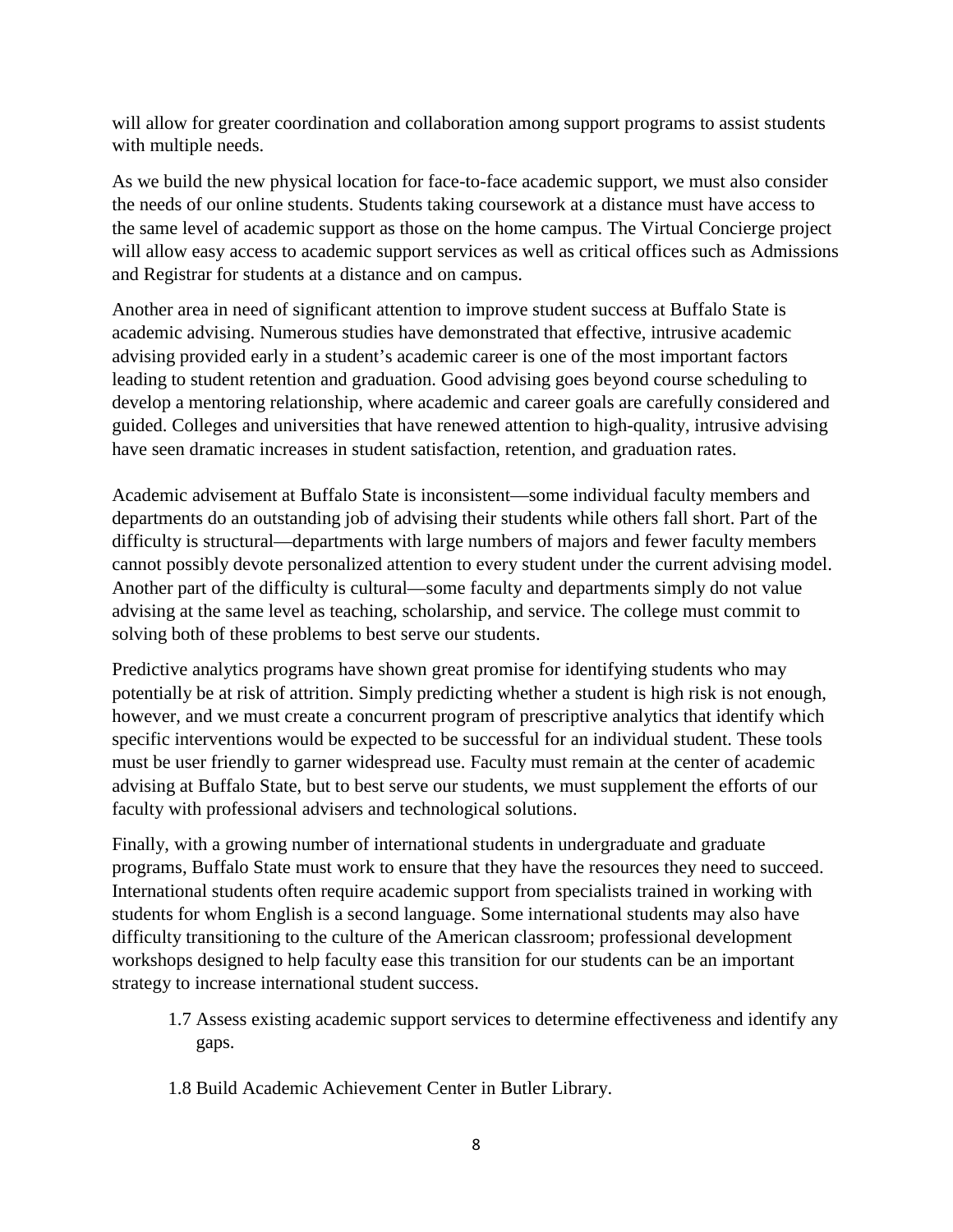will allow for greater coordination and collaboration among support programs to assist students with multiple needs.

As we build the new physical location for face-to-face academic support, we must also consider the needs of our online students. Students taking coursework at a distance must have access to the same level of academic support as those on the home campus. The Virtual Concierge project will allow easy access to academic support services as well as critical offices such as Admissions and Registrar for students at a distance and on campus.

Another area in need of significant attention to improve student success at Buffalo State is academic advising. Numerous studies have demonstrated that effective, intrusive academic advising provided early in a student's academic career is one of the most important factors leading to student retention and graduation. Good advising goes beyond course scheduling to develop a mentoring relationship, where academic and career goals are carefully considered and guided. Colleges and universities that have renewed attention to high-quality, intrusive advising have seen dramatic increases in student satisfaction, retention, and graduation rates.

Academic advisement at Buffalo State is inconsistent—some individual faculty members and departments do an outstanding job of advising their students while others fall short. Part of the difficulty is structural—departments with large numbers of majors and fewer faculty members cannot possibly devote personalized attention to every student under the current advising model. Another part of the difficulty is cultural—some faculty and departments simply do not value advising at the same level as teaching, scholarship, and service. The college must commit to solving both of these problems to best serve our students.

Predictive analytics programs have shown great promise for identifying students who may potentially be at risk of attrition. Simply predicting whether a student is high risk is not enough, however, and we must create a concurrent program of prescriptive analytics that identify which specific interventions would be expected to be successful for an individual student. These tools must be user friendly to garner widespread use. Faculty must remain at the center of academic advising at Buffalo State, but to best serve our students, we must supplement the efforts of our faculty with professional advisers and technological solutions.

Finally, with a growing number of international students in undergraduate and graduate programs, Buffalo State must work to ensure that they have the resources they need to succeed. International students often require academic support from specialists trained in working with students for whom English is a second language. Some international students may also have difficulty transitioning to the culture of the American classroom; professional development workshops designed to help faculty ease this transition for our students can be an important strategy to increase international student success.

1.7 Assess existing academic support services to determine effectiveness and identify any gaps.

1.8 Build Academic Achievement Center in Butler Library.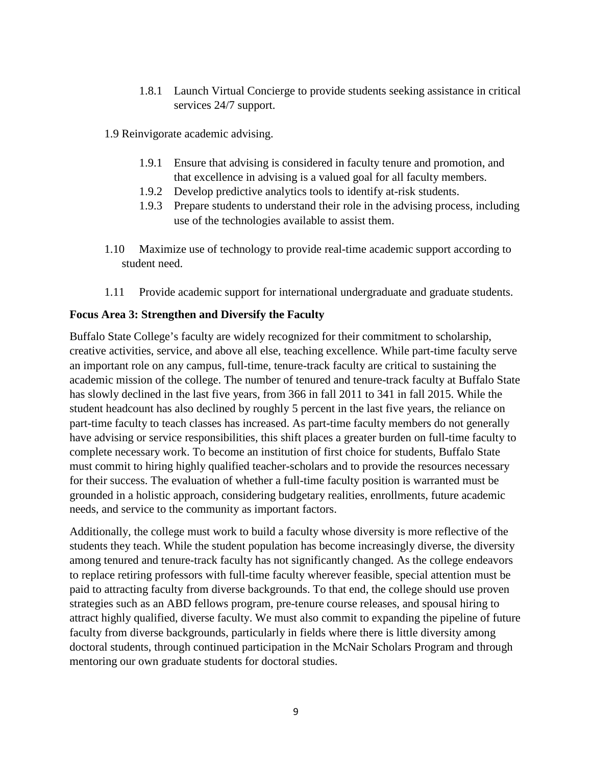- 1.8.1 Launch Virtual Concierge to provide students seeking assistance in critical services 24/7 support.

1.9 Reinvigorate academic advising.

- 1.9.1 Ensure that advising is considered in faculty tenure and promotion, and that excellence in advising is a valued goal for all faculty members.
- 1.9.2 Develop predictive analytics tools to identify at-risk students.
- 1.9.3 Prepare students to understand their role in the advising process, including use of the technologies available to assist them.

1.10 Maximize use of technology to provide real-time academic support according to student need.

1.11 Provide academic support for international undergraduate and graduate students.

**Focus Area 3: Strengthen and Diversify the Faculty**

Buffalo State College's faculty are widely recognized for their commitment to scholarship, creative activities, service, and above all else, teaching excellence. While part-time faculty serve an important role on any campus, full-time, tenure-track faculty are critical to sustaining the academic mission of the college. The number of tenured and tenure-track faculty at Buffalo State has slowly declined in the last five years, from 366 in fall 2011 to 341 in fall 2015. While the student headcount has also declined by roughly 5 percent in the last five years, the reliance on part-time faculty to teach classes has increased. As part-time faculty members do not generally have advising or service responsibilities, this shift places a greater burden on full-time faculty to complete necessary work. To become an institution of first choice for students, Buffalo State must commit to hiring highly qualified teacher-scholars and to provide the resources necessary for their success. The evaluation of whether a full-time faculty position is warranted must be grounded in a holistic approach, considering budgetary realities, enrollments, future academic needs, and service to the community as important factors.

Additionally, the college must work to build a faculty whose diversity is more reflective of the students they teach. While the student population has become increasingly diverse, the diversity among tenured and tenure-track faculty has not significantly changed. As the college endeavors to replace retiring professors with full-time faculty wherever feasible, special attention must be paid to attracting faculty from diverse backgrounds. To that end, the college should use proven strategies such as an ABD fellows program, pre-tenure course releases, and spousal hiring to attract highly qualified, diverse faculty. We must also commit to expanding the pipeline of future faculty from diverse backgrounds, particularly in fields where there is little diversity among doctoral students, through continued participation in the McNair Scholars Program and through mentoring our own graduate students for doctoral studies.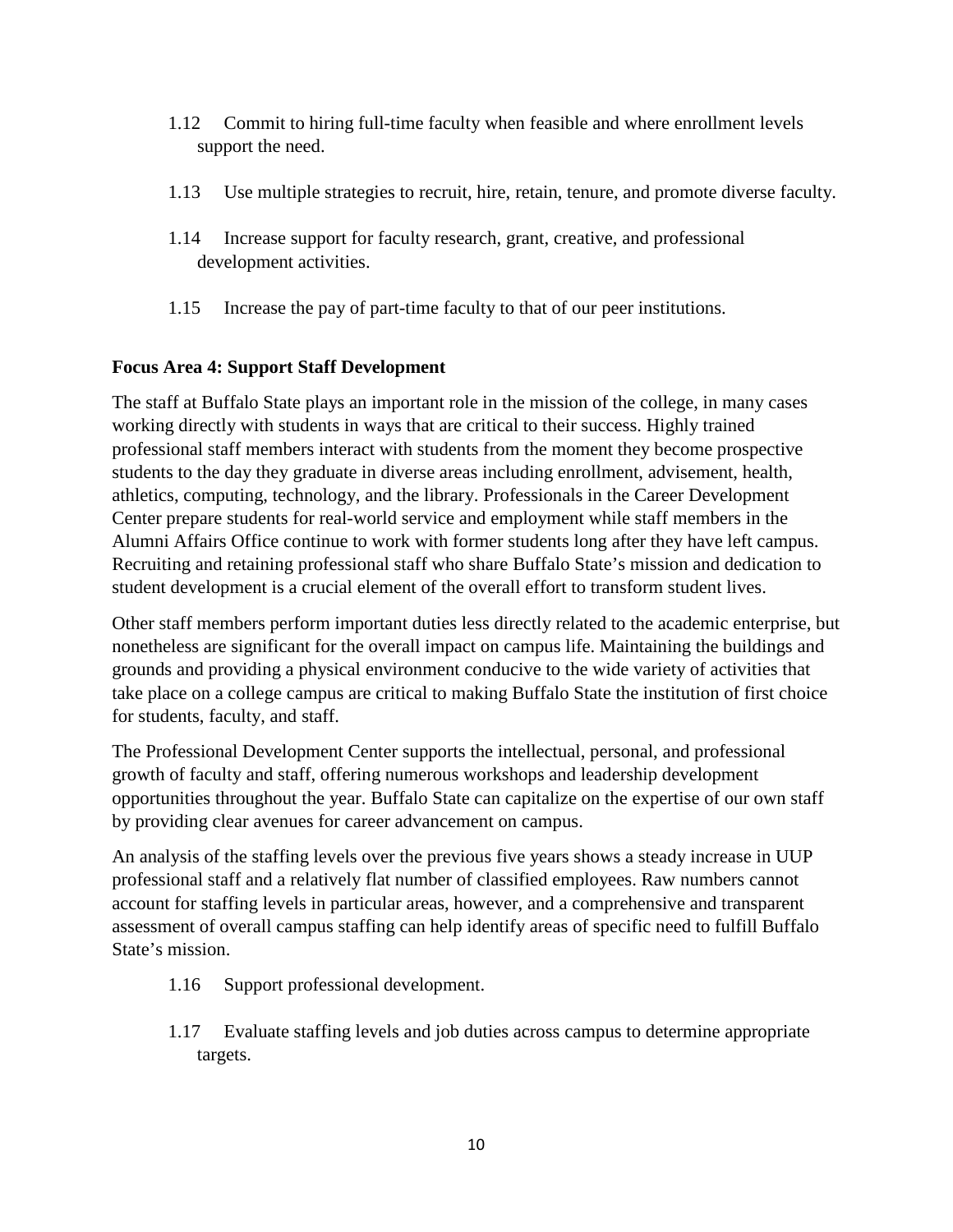1.12 Commit to hiring full-time faculty when feasible and where enrollment levels support the need.

1.13 Use multiple strategies to recruit, hire, retain, tenure, and promote diverse faculty.

1.14 Increase support for faculty research, grant, creative, and professional development activities.

1.15 Increase the pay of part-time faculty to that of our peer institutions.

**Focus Area 4: Support Staff Development**

The staff at Buffalo State plays an important role in the mission of the college, in many cases working directly with students in ways that are critical to their success. Highly trained professional staff members interact with students from the moment they become prospective students to the day they graduate in diverse areas including enrollment, advisement, health, athletics, computing, technology, and the library. Professionals in the Career Development Center prepare students for real-world service and employment while staff members in the Alumni Affairs Office continue to work with former students long after they have left campus. Recruiting and retaining professional staff who share Buffalo State's mission and dedication to student development is a crucial element of the overall effort to transform student lives.

Other staff members perform important duties less directly related to the academic enterprise, but nonetheless are significant for the overall impact on campus life. Maintaining the buildings and grounds and providing a physical environment conducive to the wide variety of activities that take place on a college campus are critical to making Buffalo State the institution of first choice for students, faculty, and staff.

The Professional Development Center supports the intellectual, personal, and professional growth of faculty and staff, offering numerous workshops and leadership development opportunities throughout the year. Buffalo State can capitalize on the expertise of our own staff by providing clear avenues for career advancement on campus.

An analysis of the staffing levels over the previous five years shows a steady increase in UUP professional staff and a relatively flat number of classified employees. Raw numbers cannot account for staffing levels in particular areas, however, and a comprehensive and transparent assessment of overall campus staffing can help identify areas of specific need to fulfill Buffalo State's mission.

1.16 Support professional development.

1.17 Evaluate staffing levels and job duties across campus to determine appropriate targets.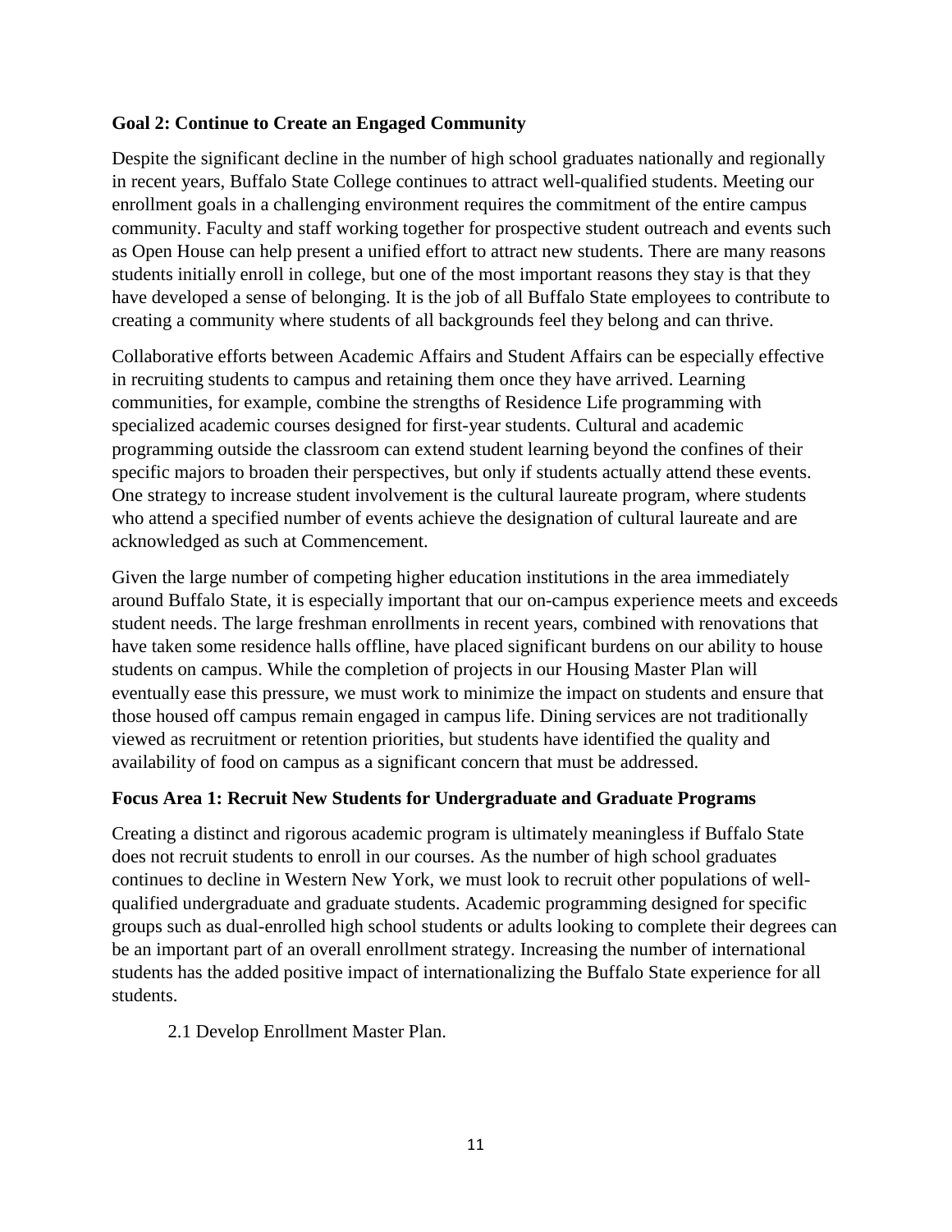**Goal 2: Continue to Create an Engaged Community**

Despite the significant decline in the number of high school graduates nationally and regionally in recent years, Buffalo State College continues to attract well-qualified students. Meeting our enrollment goals in a challenging environment requires the commitment of the entire campus community. Faculty and staff working together for prospective student outreach and events such as Open House can help present a unified effort to attract new students. There are many reasons students initially enroll in college, but one of the most important reasons they stay is that they have developed a sense of belonging. It is the job of all Buffalo State employees to contribute to creating a community where students of all backgrounds feel they belong and can thrive.

Collaborative efforts between Academic Affairs and Student Affairs can be especially effective in recruiting students to campus and retaining them once they have arrived. Learning communities, for example, combine the strengths of Residence Life programming with specialized academic courses designed for first-year students. Cultural and academic programming outside the classroom can extend student learning beyond the confines of their specific majors to broaden their perspectives, but only if students actually attend these events. One strategy to increase student involvement is the cultural laureate program, where students who attend a specified number of events achieve the designation of cultural laureate and are acknowledged as such at Commencement.

Given the large number of competing higher education institutions in the area immediately around Buffalo State, it is especially important that our on-campus experience meets and exceeds student needs. The large freshman enrollments in recent years, combined with renovations that have taken some residence halls offline, have placed significant burdens on our ability to house students on campus. While the completion of projects in our Housing Master Plan will eventually ease this pressure, we must work to minimize the impact on students and ensure that those housed off campus remain engaged in campus life. Dining services are not traditionally viewed as recruitment or retention priorities, but students have identified the quality and availability of food on campus as a significant concern that must be addressed.

**Focus Area 1: Recruit New Students for Undergraduate and Graduate Programs**

Creating a distinct and rigorous academic program is ultimately meaningless if Buffalo State does not recruit students to enroll in our courses. As the number of high school graduates continues to decline in Western New York, we must look to recruit other populations of well-qualified undergraduate and graduate students. Academic programming designed for specific groups such as dual-enrolled high school students or adults looking to complete their degrees can be an important part of an overall enrollment strategy. Increasing the number of international students has the added positive impact of internationalizing the Buffalo State experience for all students.

2.1 Develop Enrollment Master Plan.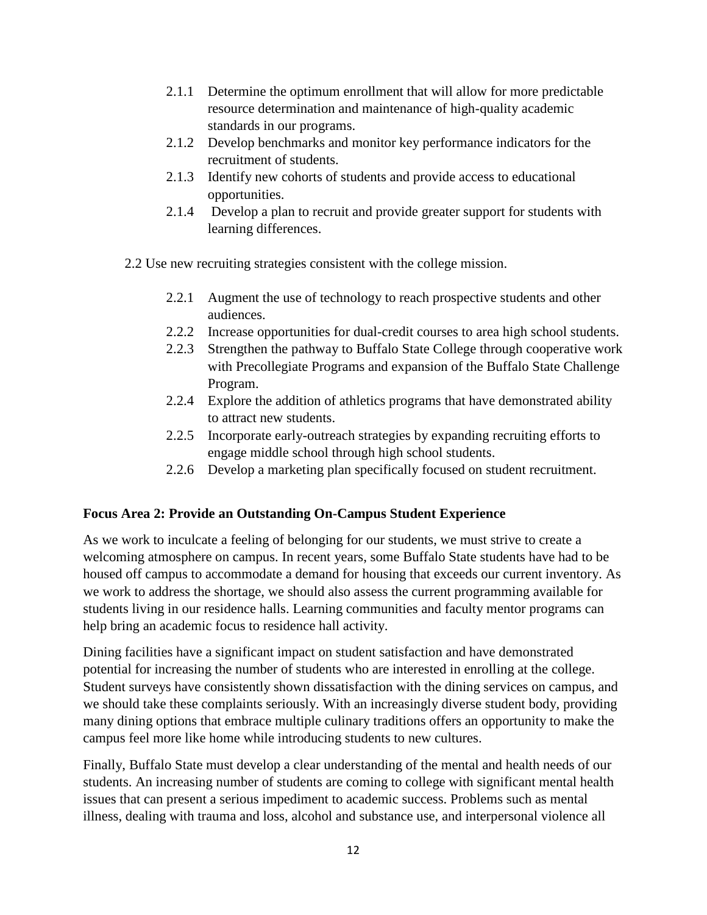- 2.1.1 Determine the optimum enrollment that will allow for more predictable resource determination and maintenance of high-quality academic standards in our programs.
- 2.1.2 Develop benchmarks and monitor key performance indicators for the recruitment of students.
- 2.1.3 Identify new cohorts of students and provide access to educational opportunities.
- 2.1.4 Develop a plan to recruit and provide greater support for students with learning differences.

2.2 Use new recruiting strategies consistent with the college mission.

- 2.2.1 Augment the use of technology to reach prospective students and other audiences.
- 2.2.2 Increase opportunities for dual-credit courses to area high school students.
- 2.2.3 Strengthen the pathway to Buffalo State College through cooperative work with Precollegiate Programs and expansion of the Buffalo State Challenge Program.
- 2.2.4 Explore the addition of athletics programs that have demonstrated ability to attract new students.
- 2.2.5 Incorporate early-outreach strategies by expanding recruiting efforts to engage middle school through high school students.
- 2.2.6 Develop a marketing plan specifically focused on student recruitment.

**Focus Area 2: Provide an Outstanding On-Campus Student Experience**

As we work to inculcate a feeling of belonging for our students, we must strive to create a welcoming atmosphere on campus. In recent years, some Buffalo State students have had to be housed off campus to accommodate a demand for housing that exceeds our current inventory. As we work to address the shortage, we should also assess the current programming available for students living in our residence halls. Learning communities and faculty mentor programs can help bring an academic focus to residence hall activity.

Dining facilities have a significant impact on student satisfaction and have demonstrated potential for increasing the number of students who are interested in enrolling at the college. Student surveys have consistently shown dissatisfaction with the dining services on campus, and we should take these complaints seriously. With an increasingly diverse student body, providing many dining options that embrace multiple culinary traditions offers an opportunity to make the campus feel more like home while introducing students to new cultures.

Finally, Buffalo State must develop a clear understanding of the mental and health needs of our students. An increasing number of students are coming to college with significant mental health issues that can present a serious impediment to academic success. Problems such as mental illness, dealing with trauma and loss, alcohol and substance use, and interpersonal violence all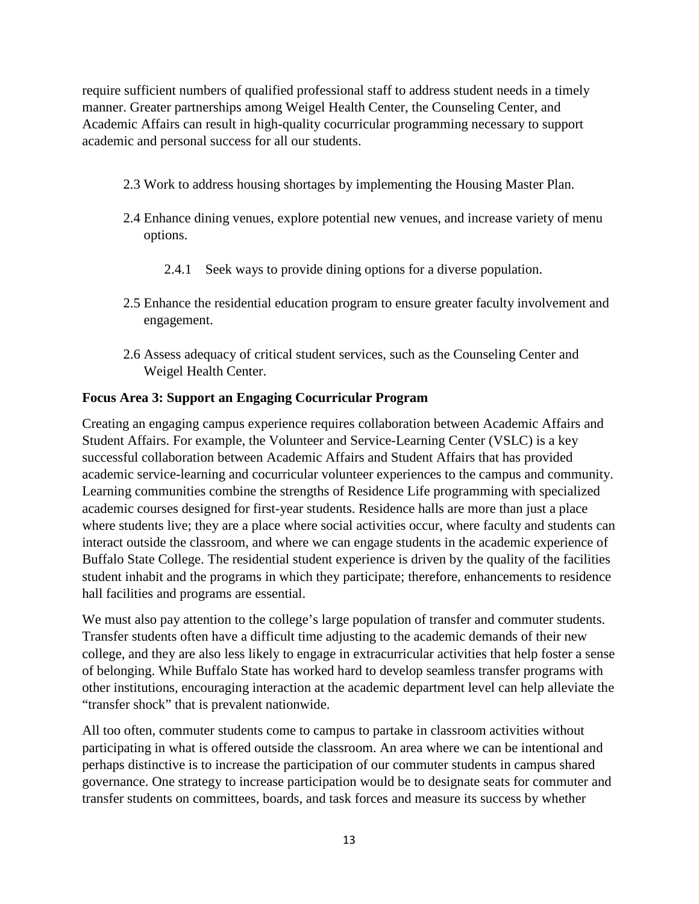require sufficient numbers of qualified professional staff to address student needs in a timely manner. Greater partnerships among Weigel Health Center, the Counseling Center, and Academic Affairs can result in high-quality cocurricular programming necessary to support academic and personal success for all our students.

- 2.3 Work to address housing shortages by implementing the Housing Master Plan.
- 2.4 Enhance dining venues, explore potential new venues, and increase variety of menu options.
  - 2.4.1 Seek ways to provide dining options for a diverse population.
- 2.5 Enhance the residential education program to ensure greater faculty involvement and engagement.
- 2.6 Assess adequacy of critical student services, such as the Counseling Center and Weigel Health Center.

**Focus Area 3: Support an Engaging Cocurricular Program**

Creating an engaging campus experience requires collaboration between Academic Affairs and Student Affairs. For example, the Volunteer and Service-Learning Center (VSLC) is a key successful collaboration between Academic Affairs and Student Affairs that has provided academic service-learning and cocurricular volunteer experiences to the campus and community. Learning communities combine the strengths of Residence Life programming with specialized academic courses designed for first-year students. Residence halls are more than just a place where students live; they are a place where social activities occur, where faculty and students can interact outside the classroom, and where we can engage students in the academic experience of Buffalo State College. The residential student experience is driven by the quality of the facilities student inhabit and the programs in which they participate; therefore, enhancements to residence hall facilities and programs are essential.

We must also pay attention to the college's large population of transfer and commuter students. Transfer students often have a difficult time adjusting to the academic demands of their new college, and they are also less likely to engage in extracurricular activities that help foster a sense of belonging. While Buffalo State has worked hard to develop seamless transfer programs with other institutions, encouraging interaction at the academic department level can help alleviate the "transfer shock" that is prevalent nationwide.

All too often, commuter students come to campus to partake in classroom activities without participating in what is offered outside the classroom. An area where we can be intentional and perhaps distinctive is to increase the participation of our commuter students in campus shared governance. One strategy to increase participation would be to designate seats for commuter and transfer students on committees, boards, and task forces and measure its success by whether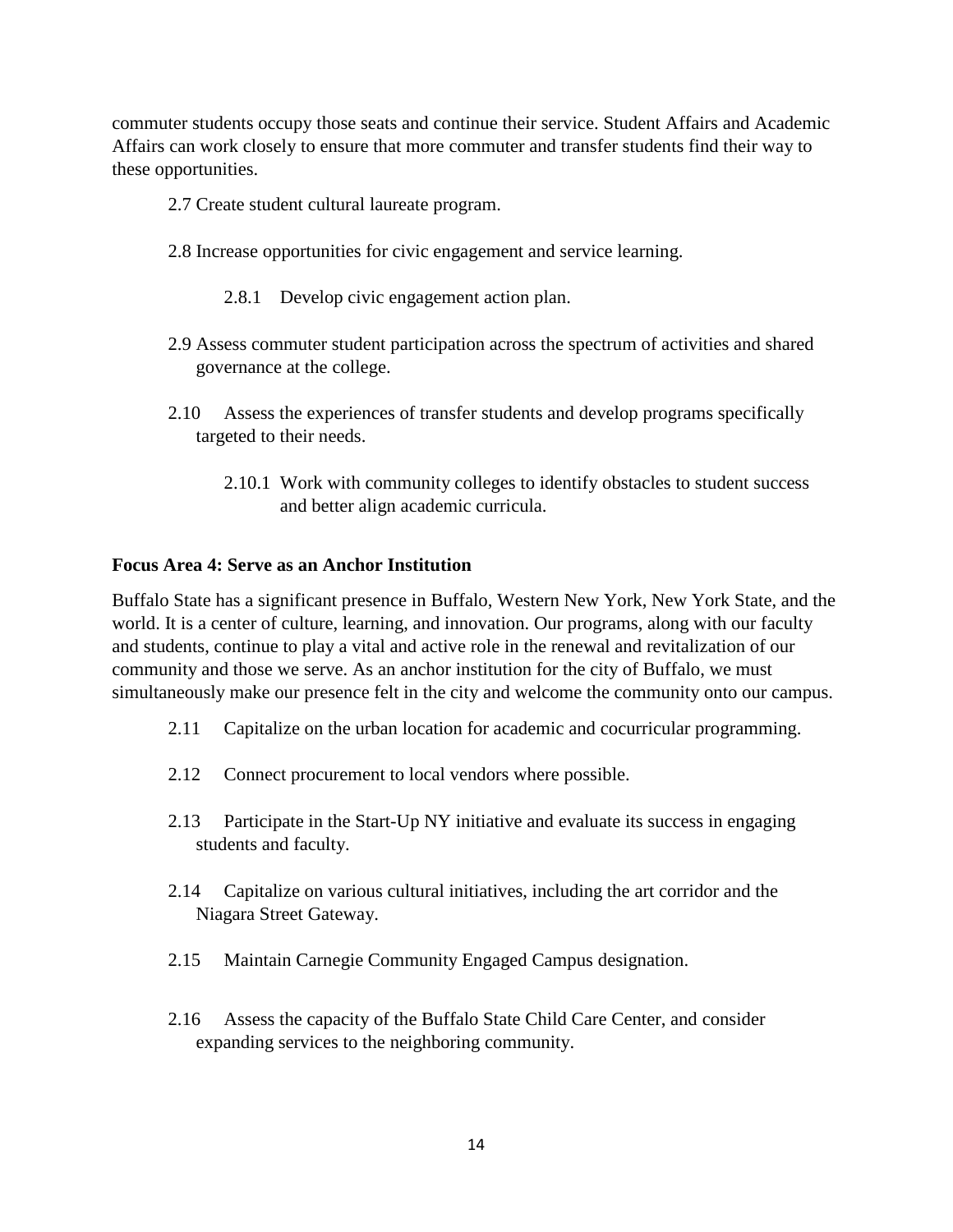commuter students occupy those seats and continue their service. Student Affairs and Academic Affairs can work closely to ensure that more commuter and transfer students find their way to these opportunities.

- 2.7 Create student cultural laureate program.
- 2.8 Increase opportunities for civic engagement and service learning.
  - 2.8.1 Develop civic engagement action plan.
- 2.9 Assess commuter student participation across the spectrum of activities and shared governance at the college.
- 2.10 Assess the experiences of transfer students and develop programs specifically targeted to their needs.
  - 2.10.1 Work with community colleges to identify obstacles to student success and better align academic curricula.

**Focus Area 4: Serve as an Anchor Institution**

Buffalo State has a significant presence in Buffalo, Western New York, New York State, and the world. It is a center of culture, learning, and innovation. Our programs, along with our faculty and students, continue to play a vital and active role in the renewal and revitalization of our community and those we serve. As an anchor institution for the city of Buffalo, we must simultaneously make our presence felt in the city and welcome the community onto our campus.

- 2.11 Capitalize on the urban location for academic and cocurricular programming.
- 2.12 Connect procurement to local vendors where possible.
- 2.13 Participate in the Start-Up NY initiative and evaluate its success in engaging students and faculty.
- 2.14 Capitalize on various cultural initiatives, including the art corridor and the Niagara Street Gateway.
- 2.15 Maintain Carnegie Community Engaged Campus designation.
- 2.16 Assess the capacity of the Buffalo State Child Care Center, and consider expanding services to the neighboring community.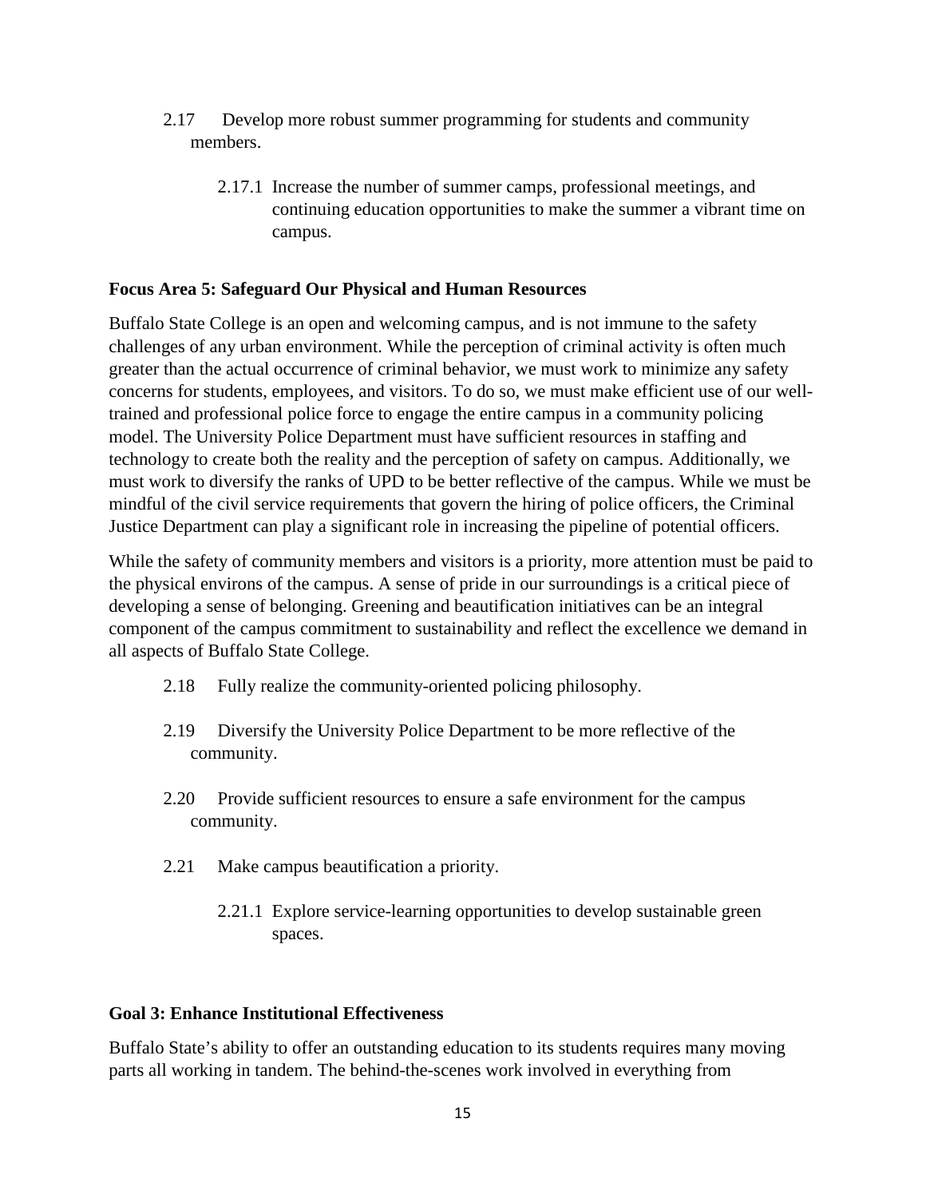2.17 Develop more robust summer programming for students and community members.

2.17.1 Increase the number of summer camps, professional meetings, and continuing education opportunities to make the summer a vibrant time on campus.

**Focus Area 5: Safeguard Our Physical and Human Resources**

Buffalo State College is an open and welcoming campus, and is not immune to the safety challenges of any urban environment. While the perception of criminal activity is often much greater than the actual occurrence of criminal behavior, we must work to minimize any safety concerns for students, employees, and visitors. To do so, we must make efficient use of our well-trained and professional police force to engage the entire campus in a community policing model. The University Police Department must have sufficient resources in staffing and technology to create both the reality and the perception of safety on campus. Additionally, we must work to diversify the ranks of UPD to be better reflective of the campus. While we must be mindful of the civil service requirements that govern the hiring of police officers, the Criminal Justice Department can play a significant role in increasing the pipeline of potential officers.

While the safety of community members and visitors is a priority, more attention must be paid to the physical environs of the campus. A sense of pride in our surroundings is a critical piece of developing a sense of belonging. Greening and beautification initiatives can be an integral component of the campus commitment to sustainability and reflect the excellence we demand in all aspects of Buffalo State College.

2.18 Fully realize the community-oriented policing philosophy.

2.19 Diversify the University Police Department to be more reflective of the community.

2.20 Provide sufficient resources to ensure a safe environment for the campus community.

2.21 Make campus beautification a priority.

2.21.1 Explore service-learning opportunities to develop sustainable green spaces.

**Goal 3: Enhance Institutional Effectiveness**

Buffalo State's ability to offer an outstanding education to its students requires many moving parts all working in tandem. The behind-the-scenes work involved in everything from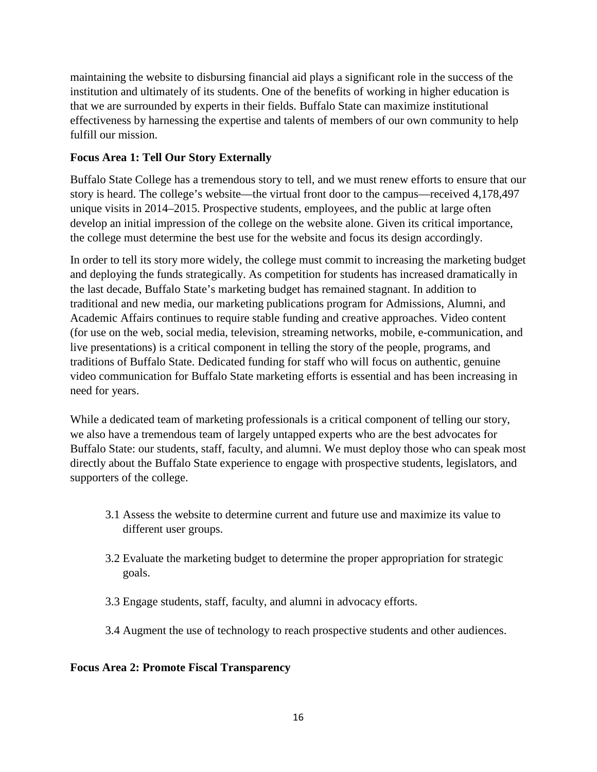maintaining the website to disbursing financial aid plays a significant role in the success of the institution and ultimately of its students. One of the benefits of working in higher education is that we are surrounded by experts in their fields. Buffalo State can maximize institutional effectiveness by harnessing the expertise and talents of members of our own community to help fulfill our mission.

**Focus Area 1: Tell Our Story Externally**

Buffalo State College has a tremendous story to tell, and we must renew efforts to ensure that our story is heard. The college's website—the virtual front door to the campus—received 4,178,497 unique visits in 2014–2015. Prospective students, employees, and the public at large often develop an initial impression of the college on the website alone. Given its critical importance, the college must determine the best use for the website and focus its design accordingly.

In order to tell its story more widely, the college must commit to increasing the marketing budget and deploying the funds strategically. As competition for students has increased dramatically in the last decade, Buffalo State's marketing budget has remained stagnant. In addition to traditional and new media, our marketing publications program for Admissions, Alumni, and Academic Affairs continues to require stable funding and creative approaches. Video content (for use on the web, social media, television, streaming networks, mobile, e-communication, and live presentations) is a critical component in telling the story of the people, programs, and traditions of Buffalo State. Dedicated funding for staff who will focus on authentic, genuine video communication for Buffalo State marketing efforts is essential and has been increasing in need for years.

While a dedicated team of marketing professionals is a critical component of telling our story, we also have a tremendous team of largely untapped experts who are the best advocates for Buffalo State: our students, staff, faculty, and alumni. We must deploy those who can speak most directly about the Buffalo State experience to engage with prospective students, legislators, and supporters of the college.

3.1 Assess the website to determine current and future use and maximize its value to different user groups.

3.2 Evaluate the marketing budget to determine the proper appropriation for strategic goals.

3.3 Engage students, staff, faculty, and alumni in advocacy efforts.

3.4 Augment the use of technology to reach prospective students and other audiences.

**Focus Area 2: Promote Fiscal Transparency**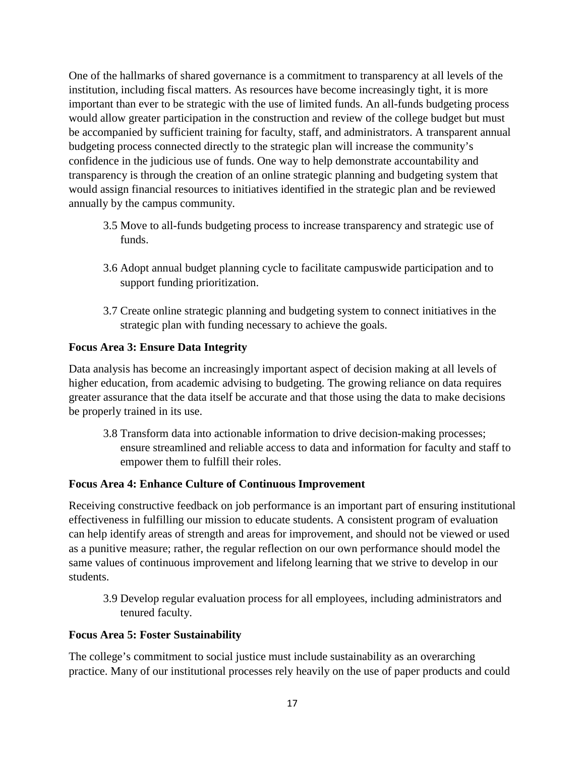One of the hallmarks of shared governance is a commitment to transparency at all levels of the institution, including fiscal matters. As resources have become increasingly tight, it is more important than ever to be strategic with the use of limited funds. An all-funds budgeting process would allow greater participation in the construction and review of the college budget but must be accompanied by sufficient training for faculty, staff, and administrators. A transparent annual budgeting process connected directly to the strategic plan will increase the community's confidence in the judicious use of funds. One way to help demonstrate accountability and transparency is through the creation of an online strategic planning and budgeting system that would assign financial resources to initiatives identified in the strategic plan and be reviewed annually by the campus community.

3.5 Move to all-funds budgeting process to increase transparency and strategic use of funds.

3.6 Adopt annual budget planning cycle to facilitate campuswide participation and to support funding prioritization.

3.7 Create online strategic planning and budgeting system to connect initiatives in the strategic plan with funding necessary to achieve the goals.

**Focus Area 3: Ensure Data Integrity**

Data analysis has become an increasingly important aspect of decision making at all levels of higher education, from academic advising to budgeting. The growing reliance on data requires greater assurance that the data itself be accurate and that those using the data to make decisions be properly trained in its use.

3.8 Transform data into actionable information to drive decision-making processes; ensure streamlined and reliable access to data and information for faculty and staff to empower them to fulfill their roles.

**Focus Area 4: Enhance Culture of Continuous Improvement**

Receiving constructive feedback on job performance is an important part of ensuring institutional effectiveness in fulfilling our mission to educate students. A consistent program of evaluation can help identify areas of strength and areas for improvement, and should not be viewed or used as a punitive measure; rather, the regular reflection on our own performance should model the same values of continuous improvement and lifelong learning that we strive to develop in our students.

3.9 Develop regular evaluation process for all employees, including administrators and tenured faculty.

**Focus Area 5: Foster Sustainability**

The college's commitment to social justice must include sustainability as an overarching practice. Many of our institutional processes rely heavily on the use of paper products and could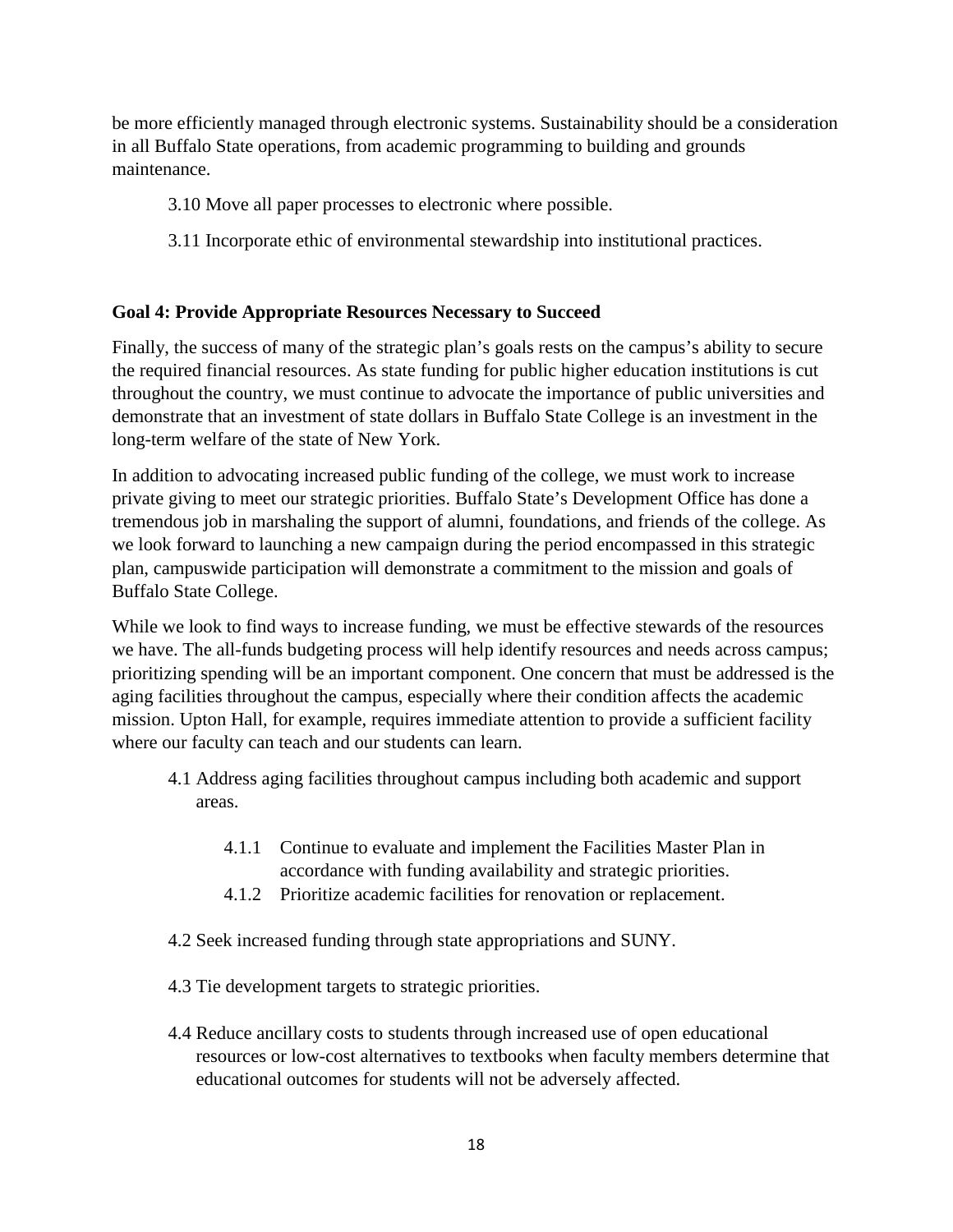be more efficiently managed through electronic systems. Sustainability should be a consideration in all Buffalo State operations, from academic programming to building and grounds maintenance.

3.10 Move all paper processes to electronic where possible.

3.11 Incorporate ethic of environmental stewardship into institutional practices.

**Goal 4: Provide Appropriate Resources Necessary to Succeed**

Finally, the success of many of the strategic plan's goals rests on the campus's ability to secure the required financial resources. As state funding for public higher education institutions is cut throughout the country, we must continue to advocate the importance of public universities and demonstrate that an investment of state dollars in Buffalo State College is an investment in the long-term welfare of the state of New York.

In addition to advocating increased public funding of the college, we must work to increase private giving to meet our strategic priorities. Buffalo State's Development Office has done a tremendous job in marshaling the support of alumni, foundations, and friends of the college. As we look forward to launching a new campaign during the period encompassed in this strategic plan, campuswide participation will demonstrate a commitment to the mission and goals of Buffalo State College.

While we look to find ways to increase funding, we must be effective stewards of the resources we have. The all-funds budgeting process will help identify resources and needs across campus; prioritizing spending will be an important component. One concern that must be addressed is the aging facilities throughout the campus, especially where their condition affects the academic mission. Upton Hall, for example, requires immediate attention to provide a sufficient facility where our faculty can teach and our students can learn.

4.1 Address aging facilities throughout campus including both academic and support areas.

- 4.1.1 Continue to evaluate and implement the Facilities Master Plan in accordance with funding availability and strategic priorities.
- 4.1.2 Prioritize academic facilities for renovation or replacement.

4.2 Seek increased funding through state appropriations and SUNY.

4.3 Tie development targets to strategic priorities.

4.4 Reduce ancillary costs to students through increased use of open educational resources or low-cost alternatives to textbooks when faculty members determine that educational outcomes for students will not be adversely affected.